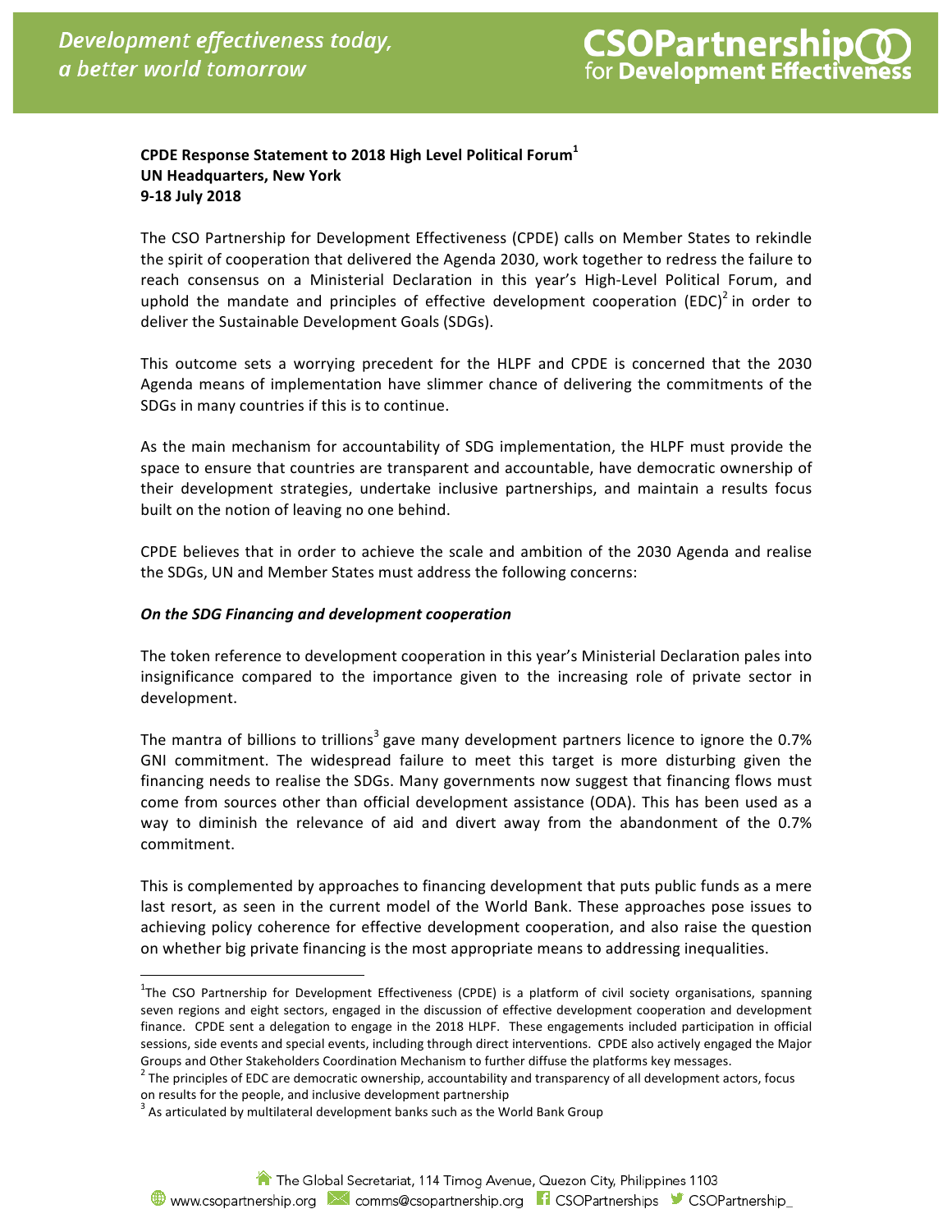**CPDE Response Statement to 2018 High Level Political Forum**[1]
**UN Headquarters, New York**
**9-18 July 2018**

The CSO Partnership for Development Effectiveness (CPDE) calls on Member States to rekindle the spirit of cooperation that delivered the Agenda 2030, work together to redress the failure to reach consensus on a Ministerial Declaration in this year's High-Level Political Forum, and uphold the mandate and principles of effective development cooperation (EDC)[2] in order to deliver the Sustainable Development Goals (SDGs).

This outcome sets a worrying precedent for the HLPF and CPDE is concerned that the 2030 Agenda means of implementation have slimmer chance of delivering the commitments of the SDGs in many countries if this is to continue.

As the main mechanism for accountability of SDG implementation, the HLPF must provide the space to ensure that countries are transparent and accountable, have democratic ownership of their development strategies, undertake inclusive partnerships, and maintain a results focus built on the notion of leaving no one behind.

CPDE believes that in order to achieve the scale and ambition of the 2030 Agenda and realise the SDGs, UN and Member States must address the following concerns:

***On the SDG Financing and development cooperation***

The token reference to development cooperation in this year's Ministerial Declaration pales into insignificance compared to the importance given to the increasing role of private sector in development.

The mantra of billions to trillions[3] gave many development partners licence to ignore the 0.7% GNI commitment. The widespread failure to meet this target is more disturbing given the financing needs to realise the SDGs. Many governments now suggest that financing flows must come from sources other than official development assistance (ODA). This has been used as a way to diminish the relevance of aid and divert away from the abandonment of the 0.7% commitment.

This is complemented by approaches to financing development that puts public funds as a mere last resort, as seen in the current model of the World Bank. These approaches pose issues to achieving policy coherence for effective development cooperation, and also raise the question on whether big private financing is the most appropriate means to addressing inequalities.

---

[1] The CSO Partnership for Development Effectiveness (CPDE) is a platform of civil society organisations, spanning seven regions and eight sectors, engaged in the discussion of effective development cooperation and development finance. CPDE sent a delegation to engage in the 2018 HLPF. These engagements included participation in official sessions, side events and special events, including through direct interventions. CPDE also actively engaged the Major Groups and Other Stakeholders Coordination Mechanism to further diffuse the platforms key messages.

[2] The principles of EDC are democratic ownership, accountability and transparency of all development actors, focus on results for the people, and inclusive development partnership

[3] As articulated by multilateral development banks such as the World Bank Group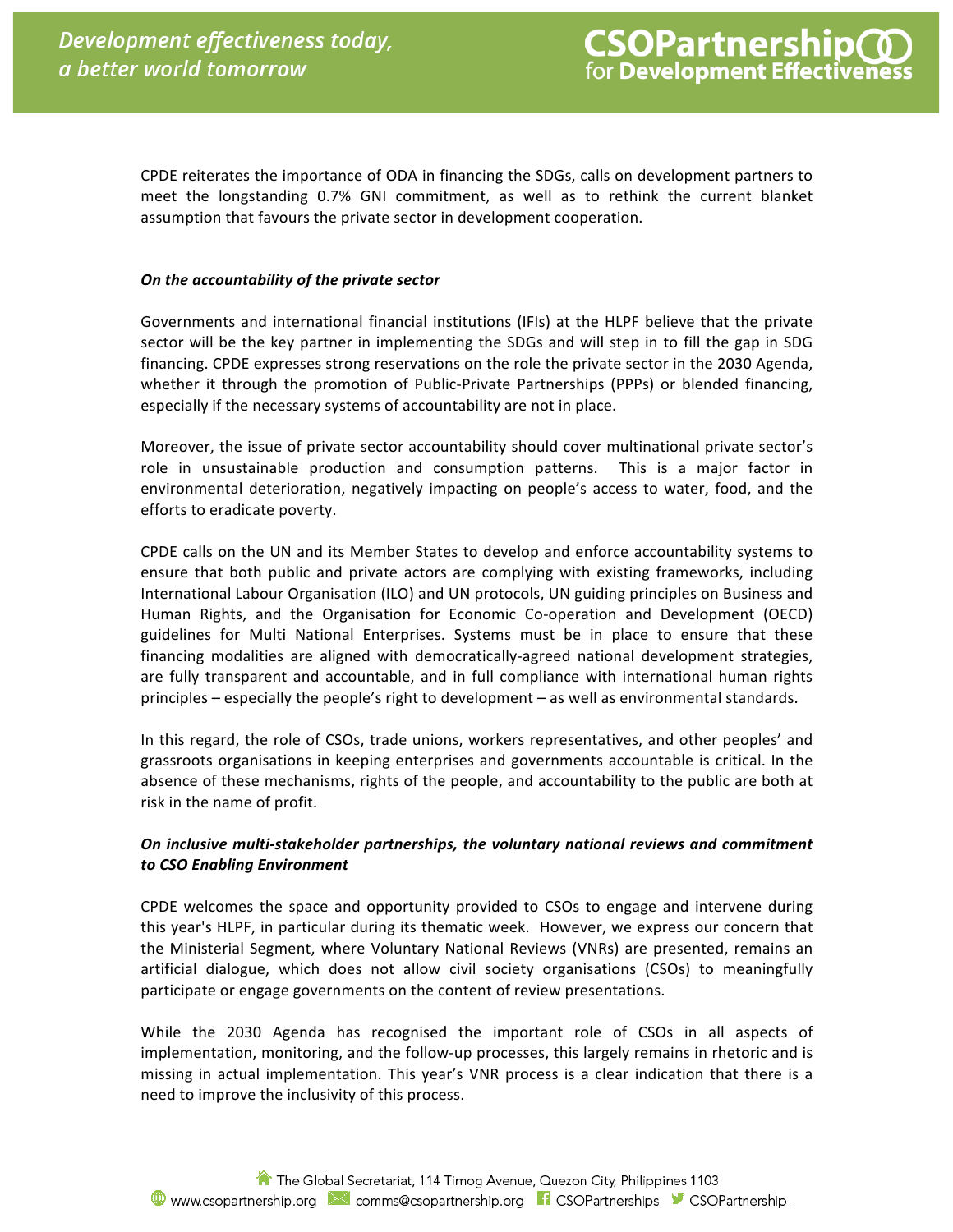CPDE reiterates the importance of ODA in financing the SDGs, calls on development partners to meet the longstanding 0.7% GNI commitment, as well as to rethink the current blanket assumption that favours the private sector in development cooperation.

***On the accountability of the private sector***

Governments and international financial institutions (IFIs) at the HLPF believe that the private sector will be the key partner in implementing the SDGs and will step in to fill the gap in SDG financing. CPDE expresses strong reservations on the role the private sector in the 2030 Agenda, whether it through the promotion of Public-Private Partnerships (PPPs) or blended financing, especially if the necessary systems of accountability are not in place.

Moreover, the issue of private sector accountability should cover multinational private sector's role in unsustainable production and consumption patterns. This is a major factor in environmental deterioration, negatively impacting on people's access to water, food, and the efforts to eradicate poverty.

CPDE calls on the UN and its Member States to develop and enforce accountability systems to ensure that both public and private actors are complying with existing frameworks, including International Labour Organisation (ILO) and UN protocols, UN guiding principles on Business and Human Rights, and the Organisation for Economic Co-operation and Development (OECD) guidelines for Multi National Enterprises. Systems must be in place to ensure that these financing modalities are aligned with democratically-agreed national development strategies, are fully transparent and accountable, and in full compliance with international human rights principles – especially the people's right to development – as well as environmental standards.

In this regard, the role of CSOs, trade unions, workers representatives, and other peoples' and grassroots organisations in keeping enterprises and governments accountable is critical. In the absence of these mechanisms, rights of the people, and accountability to the public are both at risk in the name of profit.

***On inclusive multi-stakeholder partnerships, the voluntary national reviews and commitment to CSO Enabling Environment***

CPDE welcomes the space and opportunity provided to CSOs to engage and intervene during this year's HLPF, in particular during its thematic week. However, we express our concern that the Ministerial Segment, where Voluntary National Reviews (VNRs) are presented, remains an artificial dialogue, which does not allow civil society organisations (CSOs) to meaningfully participate or engage governments on the content of review presentations.

While the 2030 Agenda has recognised the important role of CSOs in all aspects of implementation, monitoring, and the follow-up processes, this largely remains in rhetoric and is missing in actual implementation. This year's VNR process is a clear indication that there is a need to improve the inclusivity of this process.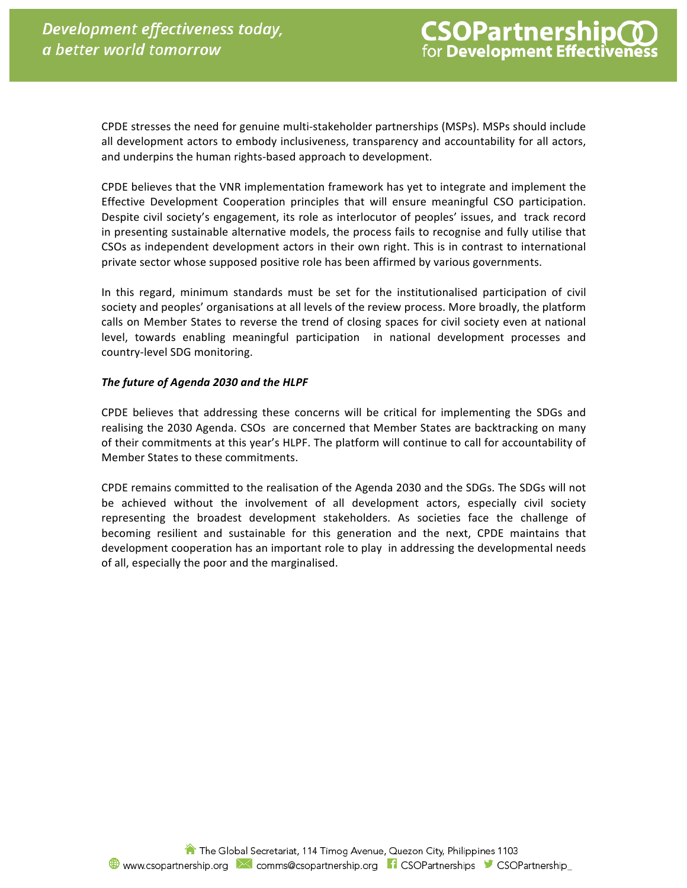CPDE stresses the need for genuine multi-stakeholder partnerships (MSPs). MSPs should include all development actors to embody inclusiveness, transparency and accountability for all actors, and underpins the human rights-based approach to development.

CPDE believes that the VNR implementation framework has yet to integrate and implement the Effective Development Cooperation principles that will ensure meaningful CSO participation. Despite civil society's engagement, its role as interlocutor of peoples' issues, and track record in presenting sustainable alternative models, the process fails to recognise and fully utilise that CSOs as independent development actors in their own right. This is in contrast to international private sector whose supposed positive role has been affirmed by various governments.

In this regard, minimum standards must be set for the institutionalised participation of civil society and peoples' organisations at all levels of the review process. More broadly, the platform calls on Member States to reverse the trend of closing spaces for civil society even at national level, towards enabling meaningful participation in national development processes and country-level SDG monitoring.

***The future of Agenda 2030 and the HLPF***

CPDE believes that addressing these concerns will be critical for implementing the SDGs and realising the 2030 Agenda. CSOs are concerned that Member States are backtracking on many of their commitments at this year's HLPF. The platform will continue to call for accountability of Member States to these commitments.

CPDE remains committed to the realisation of the Agenda 2030 and the SDGs. The SDGs will not be achieved without the involvement of all development actors, especially civil society representing the broadest development stakeholders. As societies face the challenge of becoming resilient and sustainable for this generation and the next, CPDE maintains that development cooperation has an important role to play in addressing the developmental needs of all, especially the poor and the marginalised.